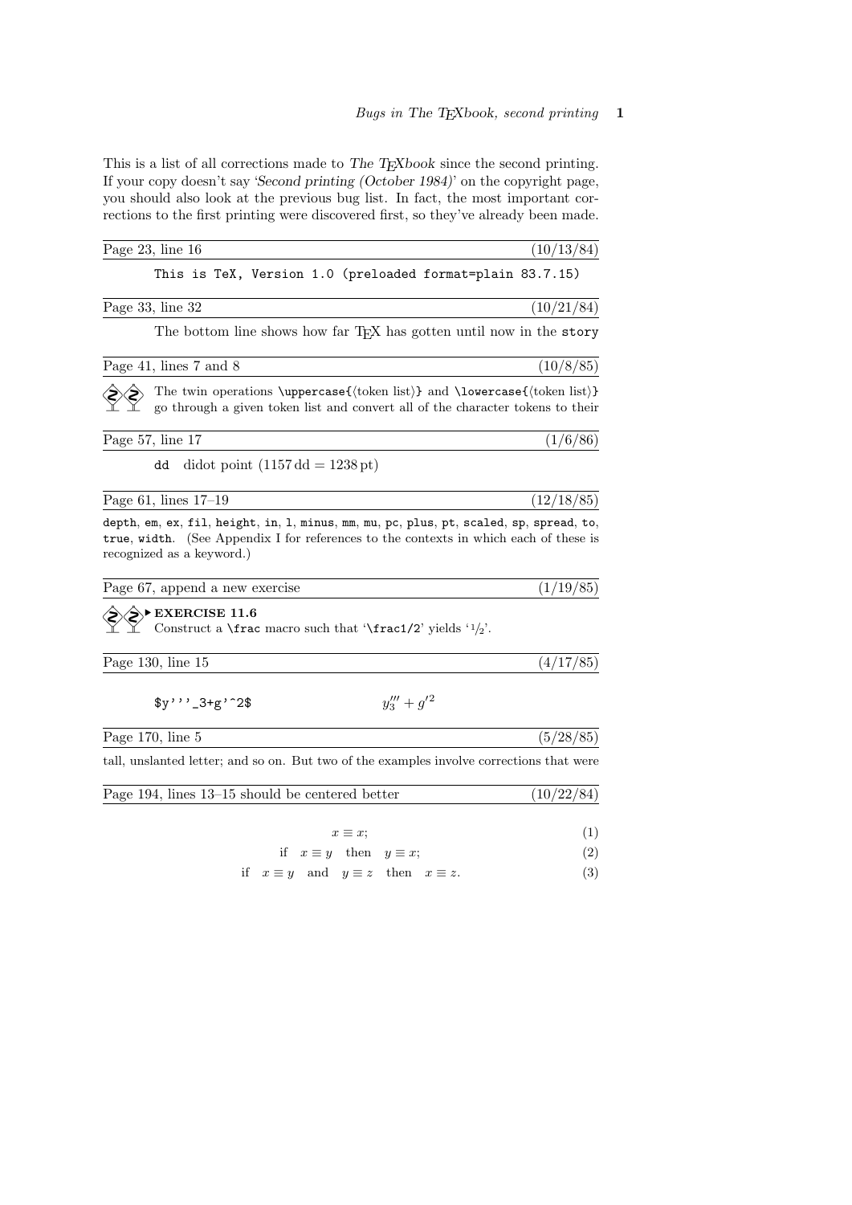This is a list of all corrections made to *The TeXbook* since the second printing. If your copy doesn't say '*Second printing (October 1984)*' on the copyright page, you should also look at the previous bug list. In fact, the most important corrections to the first printing were discovered first, so they've already been made.

---

Page 23, line 16 (10/13/84)

```
This is TeX, Version 1.0 (preloaded format=plain 83.7.15)
```

---

Page 33, line 32 (10/21/84)

The bottom line shows how far TeX has gotten until now in the `story`

---

Page 41, lines 7 and 8 (10/8/85)

The twin operations `\uppercase{`⟨token list⟩`}` and `\lowercase{`⟨token list⟩`}` go through a given token list and convert all of the character tokens to their

---

Page 57, line 17 (1/6/86)

`dd` didot point ($1157\,\mathrm{dd} = 1238\,\mathrm{pt}$)

---

Page 61, lines 17–19 (12/18/85)

`depth`, `em`, `ex`, `fil`, `height`, `in`, `l`, `minus`, `mm`, `mu`, `pc`, `plus`, `pt`, `scaled`, `sp`, `spread`, `to`, `true`, `width`. (See Appendix I for references to the contexts in which each of these is recognized as a keyword.)

---

Page 67, append a new exercise (1/19/85)

▶ **EXERCISE 11.6**
Construct a `\frac` macro such that '`\frac1/2`' yields '$^1\!/_2$'.

---

Page 130, line 15 (4/17/85)

`$y'''_3+g'^2$` $\qquad y'''_3+g'^2$

---

Page 170, line 5 (5/28/85)

tall, unslanted letter; and so on. But two of the examples involve corrections that were

---

Page 194, lines 13–15 should be centered better (10/22/84)

$$x \equiv x; \tag{1}$$

$$\text{if}\quad x \equiv y \quad\text{then}\quad y \equiv x; \tag{2}$$

$$\text{if}\quad x \equiv y \quad\text{and}\quad y \equiv z \quad\text{then}\quad x \equiv z. \tag{3}$$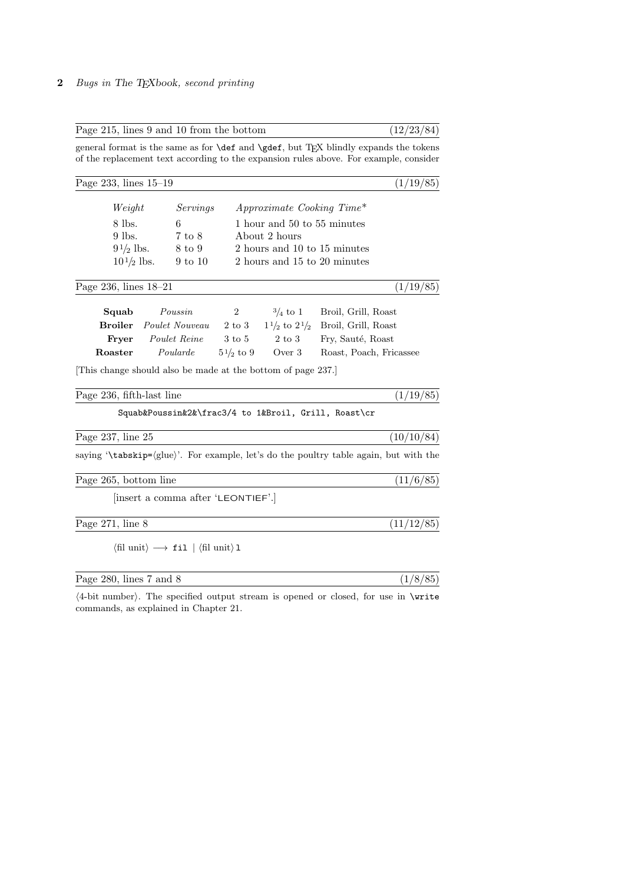Page 215, lines 9 and 10 from the bottom (12/23/84)

general format is the same as for `\def` and `\gdef`, but TEX blindly expands the tokens of the replacement text according to the expansion rules above. For example, consider

Page 233, lines 15–19 (1/19/85)

| *Weight* | *Servings* | *Approximate Cooking Time\** |
|---|---|---|
| 8 lbs. | 6 | 1 hour and 50 to 55 minutes |
| 9 lbs. | 7 to 8 | About 2 hours |
| $9^1\!/_2$ lbs. | 8 to 9 | 2 hours and 10 to 15 minutes |
| $10^1\!/_2$ lbs. | 9 to 10 | 2 hours and 15 to 20 minutes |

Page 236, lines 18–21 (1/19/85)

| | | | | |
|---|---|---|---|---|
| **Squab** | *Poussin* | 2 | $^3\!/_4$ to 1 | Broil, Grill, Roast |
| **Broiler** | *Poulet Nouveau* | 2 to 3 | $1^1\!/_2$ to $2^1\!/_2$ | Broil, Grill, Roast |
| **Fryer** | *Poulet Reine* | 3 to 5 | 2 to 3 | Fry, Sauté, Roast |
| **Roaster** | *Poularde* | $5^1\!/_2$ to 9 | Over 3 | Roast, Poach, Fricassee |

[This change should also be made at the bottom of page 237.]

Page 236, fifth-last line (1/19/85)

```
Squab&Poussin&2&\frac3/4 to 1&Broil, Grill, Roast\cr
```

Page 237, line 25 (10/10/84)

saying '`\tabskip=`⟨glue⟩'. For example, let's do the poultry table again, but with the

Page 265, bottom line (11/6/85)

[insert a comma after 'LEONTIEF'.]

Page 271, line 8 (11/12/85)

⟨fil unit⟩ ⟶ `fil` | ⟨fil unit⟩ `l`

Page 280, lines 7 and 8 (1/8/85)

⟨4-bit number⟩. The specified output stream is opened or closed, for use in `\write` commands, as explained in Chapter 21.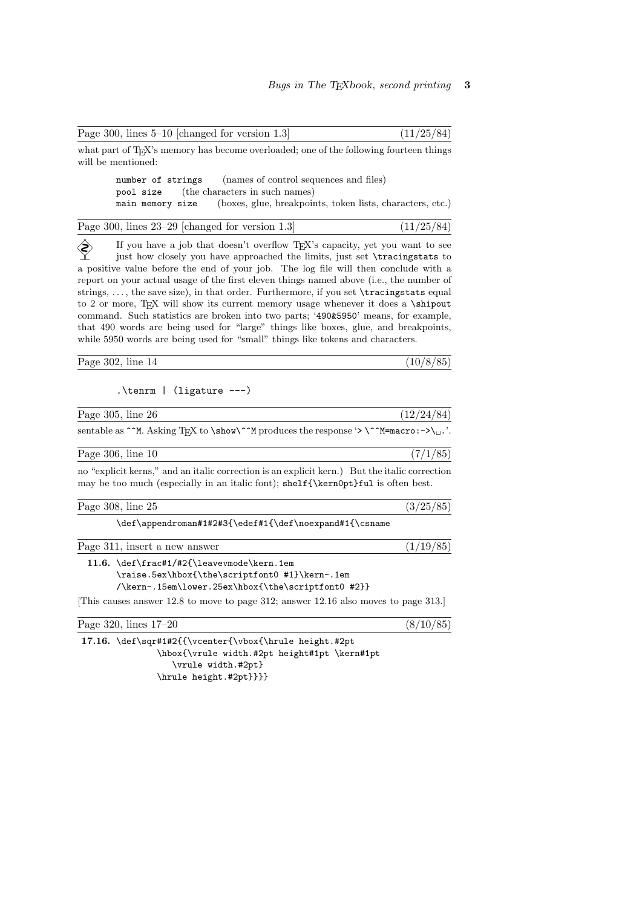Page 300, lines 5–10 [changed for version 1.3] (11/25/84)

what part of TeX's memory has become overloaded; one of the following fourteen things will be mentioned:

```
number of strings     (names of control sequences and files)
pool size      (the characters in such names)
main memory size     (boxes, glue, breakpoints, token lists, characters, etc.)
```

Page 300, lines 23–29 [changed for version 1.3] (11/25/84)

If you have a job that doesn't overflow TeX's capacity, yet you want to see just how closely you have approached the limits, just set `\tracingstats` to a positive value before the end of your job. The log file will then conclude with a report on your actual usage of the first eleven things named above (i.e., the number of strings, . . . , the save size), in that order. Furthermore, if you set `\tracingstats` equal to 2 or more, TeX will show its current memory usage whenever it does a `\shipout` command. Such statistics are broken into two parts; '`490&5950`' means, for example, that 490 words are being used for "large" things like boxes, glue, and breakpoints, while 5950 words are being used for "small" things like tokens and characters.

Page 302, line 14 (10/8/85)

```
.\tenrm | (ligature ---)
```

Page 305, line 26 (12/24/84)

sentable as `^^M`. Asking TeX to `\show\^^M` produces the response '`> \^^M=macro:->\␣.`'.

Page 306, line 10 (7/1/85)

no "explicit kerns," and an italic correction is an explicit kern.) But the italic correction may be too much (especially in an italic font); `shelf{\kern0pt}ful` is often best.

Page 308, line 25 (3/25/85)

```
\def\appendroman#1#2#3{\edef#1{\def\noexpand#1{\csname
```

Page 311, insert a new answer (1/19/85)

**11.6.**
```
\def\frac#1/#2{\leavevmode\kern.1em
\raise.5ex\hbox{\the\scriptfont0 #1}\kern-.1em
/\kern-.15em\lower.25ex\hbox{\the\scriptfont0 #2}}
```

[This causes answer 12.8 to move to page 312; answer 12.16 also moves to page 313.]

Page 320, lines 17–20 (8/10/85)

**17.16.**
```
\def\sqr#1#2{{\vcenter{\vbox{\hrule height.#2pt
        \hbox{\vrule width.#2pt height#1pt \kern#1pt
           \vrule width.#2pt}
        \hrule height.#2pt}}}}
```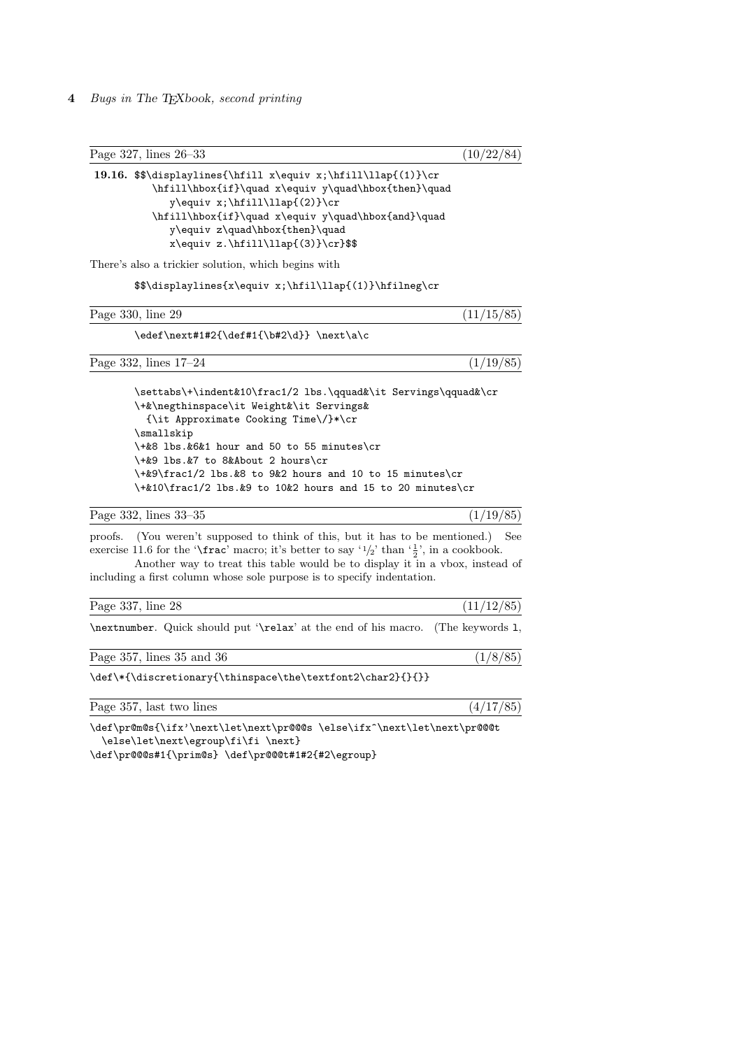Page 327, lines 26–33 (10/22/84)

**19.16.**
```
$$\displaylines{\hfill x\equiv x;\hfill\llap{(1)}\cr
    \hfill\hbox{if}\quad x\equiv y\quad\hbox{then}\quad
      y\equiv x;\hfill\llap{(2)}\cr
    \hfill\hbox{if}\quad x\equiv y\quad\hbox{and}\quad
      y\equiv z\quad\hbox{then}\quad
      x\equiv z.\hfill\llap{(3)}\cr}$$
```

There's also a trickier solution, which begins with

```
$$\displaylines{x\equiv x;\hfil\llap{(1)}\hfilneg\cr
```

Page 330, line 29 (11/15/85)

```
\edef\next#1#2{\def#1{\b#2\d}} \next\a\c
```

Page 332, lines 17–24 (1/19/85)

```
\settabs\+\indent&10\frac1/2 lbs.\qquad&\it Servings\qquad&\cr
\+&\negthinspace\it Weight&\it Servings&
  {\it Approximate Cooking Time\/}*\cr
\smallskip
\+&8 lbs.&6&1 hour and 50 to 55 minutes\cr
\+&9 lbs.&7 to 8&About 2 hours\cr
\+&9\frac1/2 lbs.&8 to 9&2 hours and 10 to 15 minutes\cr
\+&10\frac1/2 lbs.&9 to 10&2 hours and 15 to 20 minutes\cr
```

Page 332, lines 33–35 (1/19/85)

proofs. (You weren't supposed to think of this, but it has to be mentioned.) See exercise 11.6 for the '`\frac`' macro; it's better to say '1/2' than '$\frac{1}{2}$', in a cookbook.

Another way to treat this table would be to display it in a vbox, instead of including a first column whose sole purpose is to specify indentation.

Page 337, line 28 (11/12/85)

`\nextnumber`. Quick should put '`\relax`' at the end of his macro. (The keywords `l`,

Page 357, lines 35 and 36 (1/8/85)

```
\def\*{\discretionary{\thinspace\the\textfont2\char2}{}{}}
```

Page 357, last two lines (4/17/85)

```
\def\pr@m@s{\ifx'\next\let\next\pr@@@s \else\ifx^\next\let\next\pr@@@t
  \else\let\next\egroup\fi\fi \next}
\def\pr@@@s#1{\prim@s} \def\pr@@@t#1#2{#2\egroup}
```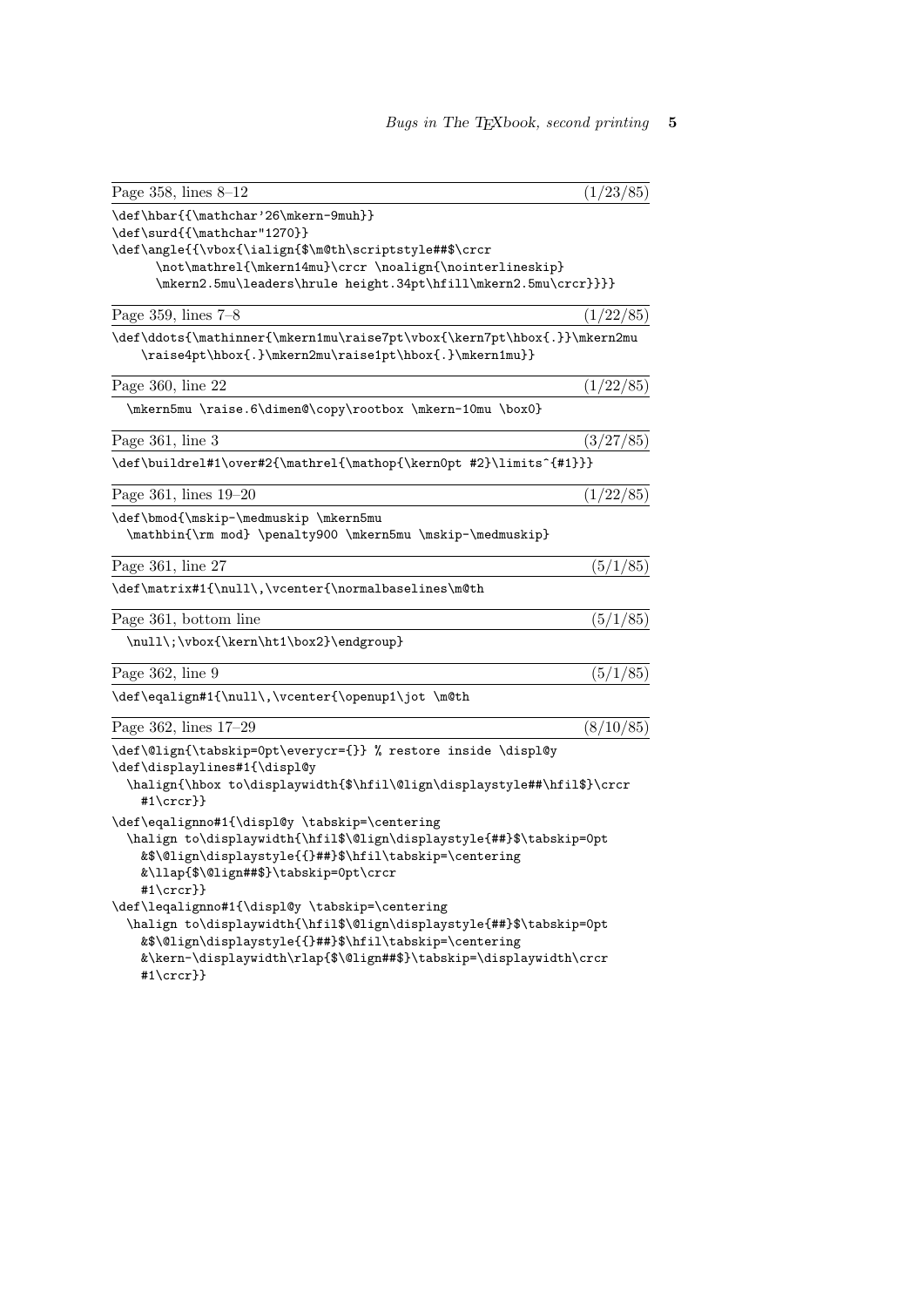Page 358, lines 8–12 (1/23/85)

```
\def\hbar{{\mathchar'26\mkern-9muh}}
\def\surd{{\mathchar"1270}}
\def\angle{{\vbox{\ialign{$\m@th\scriptstyle##$\crcr
      \not\mathrel{\mkern14mu}\crcr \noalign{\nointerlineskip}
      \mkern2.5mu\leaders\hrule height.34pt\hfill\mkern2.5mu\crcr}}}}
```

Page 359, lines 7–8 (1/22/85)

```
\def\ddots{\mathinner{\mkern1mu\raise7pt\vbox{\kern7pt\hbox{.}}\mkern2mu
    \raise4pt\hbox{.}\mkern2mu\raise1pt\hbox{.}\mkern1mu}}
```

Page 360, line 22 (1/22/85)

```
  \mkern5mu \raise.6\dimen@\copy\rootbox \mkern-10mu \box0}
```

Page 361, line 3 (3/27/85)

```
\def\buildrel#1\over#2{\mathrel{\mathop{\kern0pt #2}\limits^{#1}}}
```

Page 361, lines 19–20 (1/22/85)

```
\def\bmod{\mskip-\medmuskip \mkern5mu
  \mathbin{\rm mod} \penalty900 \mkern5mu \mskip-\medmuskip}
```

Page 361, line 27 (5/1/85)

```
\def\matrix#1{\null\,\vcenter{\normalbaselines\m@th
```

Page 361, bottom line (5/1/85)

```
  \null\;\vbox{\kern\ht1\box2}\endgroup}
```

Page 362, line 9 (5/1/85)

```
\def\eqalign#1{\null\,\vcenter{\openup1\jot \m@th
```

Page 362, lines 17–29 (8/10/85)

```
\def\@lign{\tabskip=0pt\everycr={}} % restore inside \displ@y
\def\displaylines#1{\displ@y
  \halign{\hbox to\displaywidth{$\hfil\@lign\displaystyle##\hfil$}\crcr
    #1\crcr}}
\def\eqalignno#1{\displ@y \tabskip=\centering
  \halign to\displaywidth{\hfil$\@lign\displaystyle{##}$\tabskip=0pt
    &$\@lign\displaystyle{{}##}$\hfil\tabskip=\centering
    &\llap{$\@lign##$}\tabskip=0pt\crcr
    #1\crcr}}
\def\leqalignno#1{\displ@y \tabskip=\centering
  \halign to\displaywidth{\hfil$\@lign\displaystyle{##}$\tabskip=0pt
    &$\@lign\displaystyle{{}##}$\hfil\tabskip=\centering
    &\kern-\displaywidth\rlap{$\@lign##$}\tabskip=\displaywidth\crcr
    #1\crcr}}
```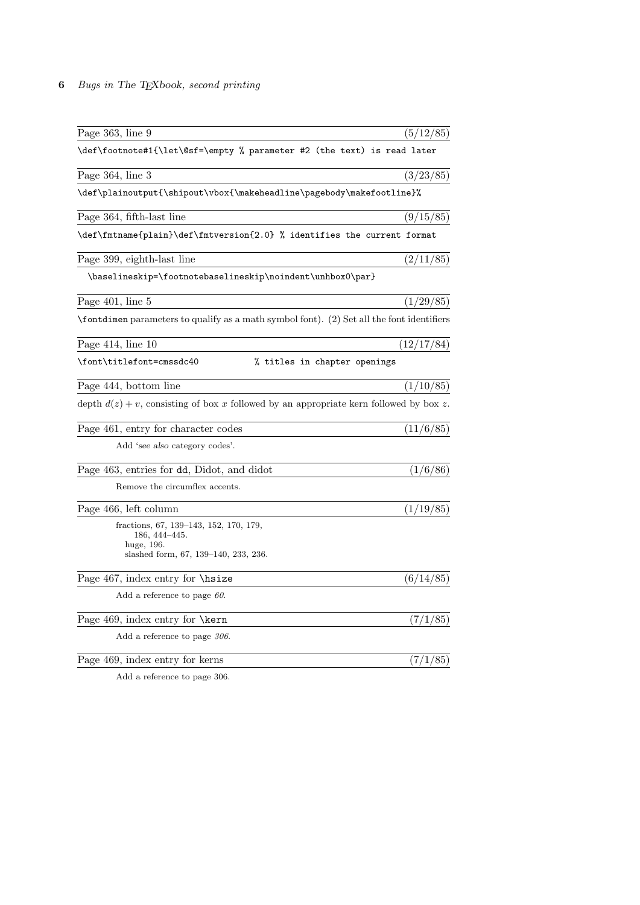Page 363, line 9 (5/12/85)

```
\def\footnote#1{\let\@sf=\empty % parameter #2 (the text) is read later
```

Page 364, line 3 (3/23/85)

```
\def\plainoutput{\shipout\vbox{\makeheadline\pagebody\makefootline}%
```

Page 364, fifth-last line (9/15/85)

```
\def\fmtname{plain}\def\fmtversion{2.0} % identifies the current format
```

Page 399, eighth-last line (2/11/85)

```
  \baselineskip=\footnotebaselineskip\noindent\unhbox0\par}
```

Page 401, line 5 (1/29/85)

`\fontdimen` parameters to qualify as a math symbol font). (2) Set all the font identifiers

Page 414, line 10 (12/17/84)

```
\font\titlefont=cmssdc40          % titles in chapter openings
```

Page 444, bottom line (1/10/85)

depth $d(z) + v$, consisting of box $x$ followed by an appropriate kern followed by box $z$.

Page 461, entry for character codes (11/6/85)

Add '*see also* category codes'.

Page 463, entries for `dd`, Didot, and didot (1/6/86)

Remove the circumflex accents.

Page 466, left column (1/19/85)

fractions, 67, 139–143, 152, 170, 179,
  186, 444–445.
 huge, 196.
 slashed form, 67, 139–140, 233, 236.

Page 467, index entry for `\hsize` (6/14/85)

Add a reference to page *60*.

Page 469, index entry for `\kern` (7/1/85)

Add a reference to page *306*.

Page 469, index entry for kerns (7/1/85)

Add a reference to page 306.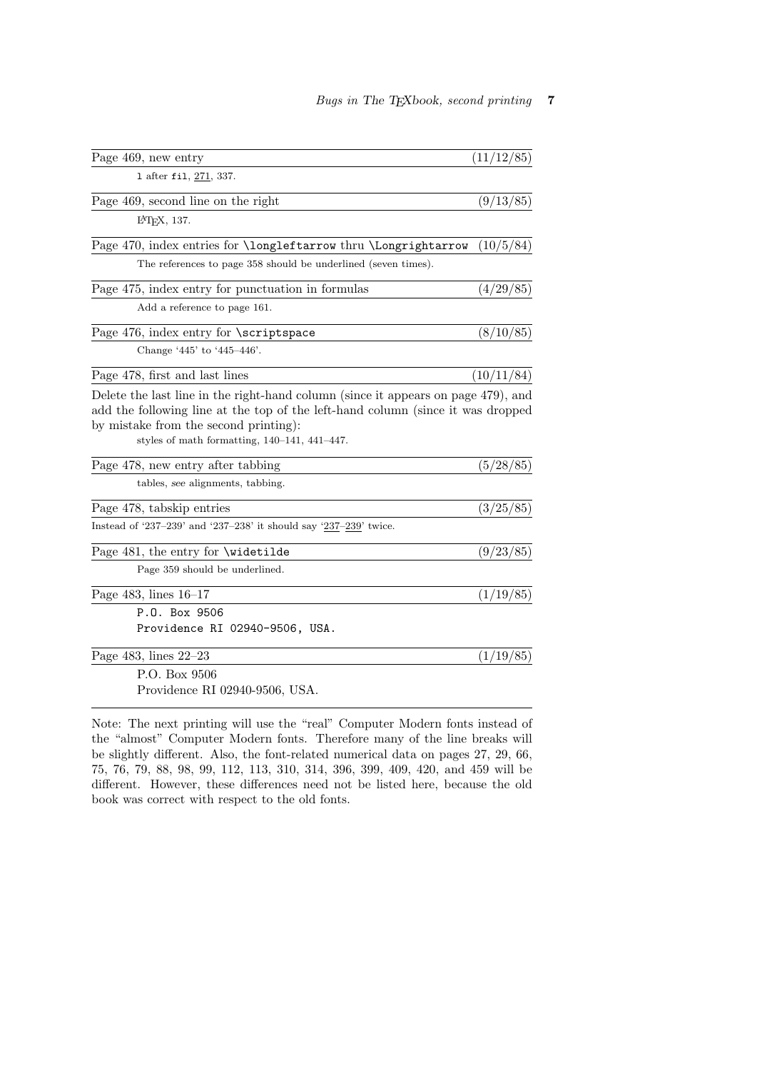Page 469, new entry (11/12/85)

l after fil, <u>271</u>, 337.

Page 469, second line on the right (9/13/85)

LaTeX, 137.

Page 470, index entries for `\longleftarrow` thru `\Longrightarrow` (10/5/84)

The references to page 358 should be underlined (seven times).

Page 475, index entry for punctuation in formulas (4/29/85)

Add a reference to page 161.

Page 476, index entry for `\scriptspace` (8/10/85)

Change '445' to '445–446'.

Page 478, first and last lines (10/11/84)

Delete the last line in the right-hand column (since it appears on page 479), and add the following line at the top of the left-hand column (since it was dropped by mistake from the second printing):

styles of math formatting, 140–141, 441–447.

Page 478, new entry after tabbing (5/28/85)

tables, *see* alignments, tabbing.

Page 478, tabskip entries (3/25/85)

Instead of '237–239' and '237–238' it should say '<u>237</u>–<u>239</u>' twice.

Page 481, the entry for `\widetilde` (9/23/85)

Page 359 should be underlined.

Page 483, lines 16–17 (1/19/85)

```
P.O. Box 9506
Providence RI 02940-9506, USA.
```

Page 483, lines 22–23 (1/19/85)

P.O. Box 9506
Providence RI 02940-9506, USA.

Note: The next printing will use the "real" Computer Modern fonts instead of the "almost" Computer Modern fonts. Therefore many of the line breaks will be slightly different. Also, the font-related numerical data on pages 27, 29, 66, 75, 76, 79, 88, 98, 99, 112, 113, 310, 314, 396, 399, 409, 420, and 459 will be different. However, these differences need not be listed here, because the old book was correct with respect to the old fonts.